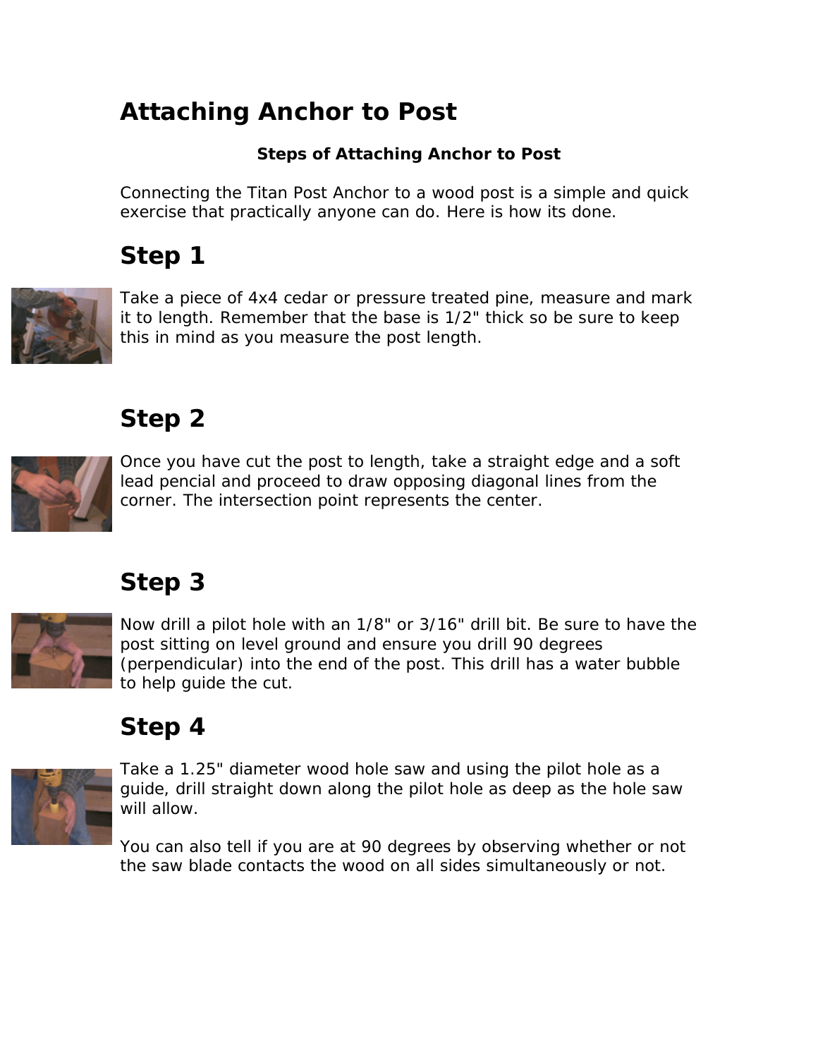# Attaching Anchor to Post

**Steps of Attaching Anchor to Post**

Connecting the Titan Post Anchor to a wood post is a simple and quick exercise that practically anyone can do. Here is how its done.

## Step 1

Take a piece of 4x4 cedar or pressure treated pine, measure and mark it to length. Remember that the base is 1/2" thick so be sure to keep this in mind as you measure the post length.

## Step 2

Once you have cut the post to length, take a straight edge and a soft lead pencial and proceed to draw opposing diagonal lines from the corner. The intersection point represents the center.

## Step 3

Now drill a pilot hole with an 1/8" or 3/16" drill bit. Be sure to have the post sitting on level ground and ensure you drill 90 degrees (perpendicular) into the end of the post. This drill has a water bubble to help guide the cut.

## Step 4

Take a 1.25" diameter wood hole saw and using the pilot hole as a guide, drill straight down along the pilot hole as deep as the hole saw will allow.

You can also tell if you are at 90 degrees by observing whether or not the saw blade contacts the wood on all sides simultaneously or not.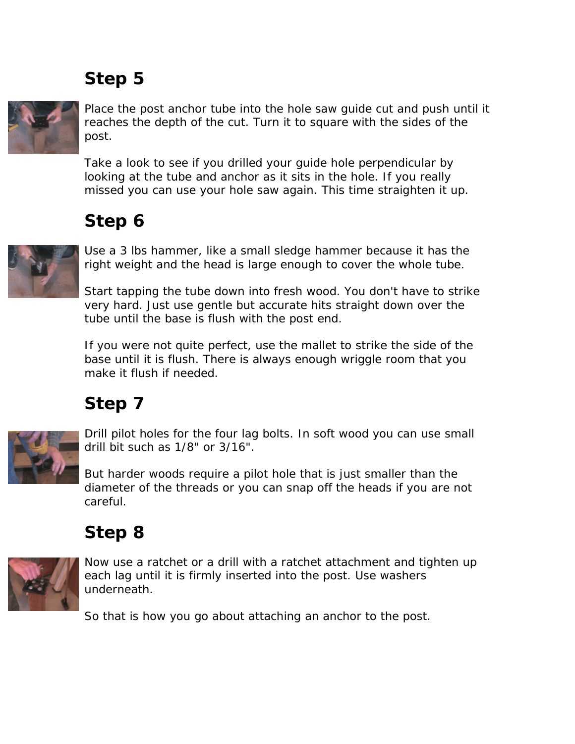## Step 5

Place the post anchor tube into the hole saw guide cut and push until it reaches the depth of the cut. Turn it to square with the sides of the post.

Take a look to see if you drilled your guide hole perpendicular by looking at the tube and anchor as it sits in the hole. If you really missed you can use your hole saw again. This time straighten it up.

## Step 6

Use a 3 lbs hammer, like a small sledge hammer because it has the right weight and the head is large enough to cover the whole tube.

Start tapping the tube down into fresh wood. You don't have to strike very hard. Just use gentle but accurate hits straight down over the tube until the base is flush with the post end.

If you were not quite perfect, use the mallet to strike the side of the base until it is flush. There is always enough wriggle room that you make it flush if needed.

## Step 7

Drill pilot holes for the four lag bolts. In soft wood you can use small drill bit such as 1/8" or 3/16".

But harder woods require a pilot hole that is just smaller than the diameter of the threads or you can snap off the heads if you are not careful.

## Step 8

Now use a ratchet or a drill with a ratchet attachment and tighten up each lag until it is firmly inserted into the post. Use washers underneath.

So that is how you go about attaching an anchor to the post.